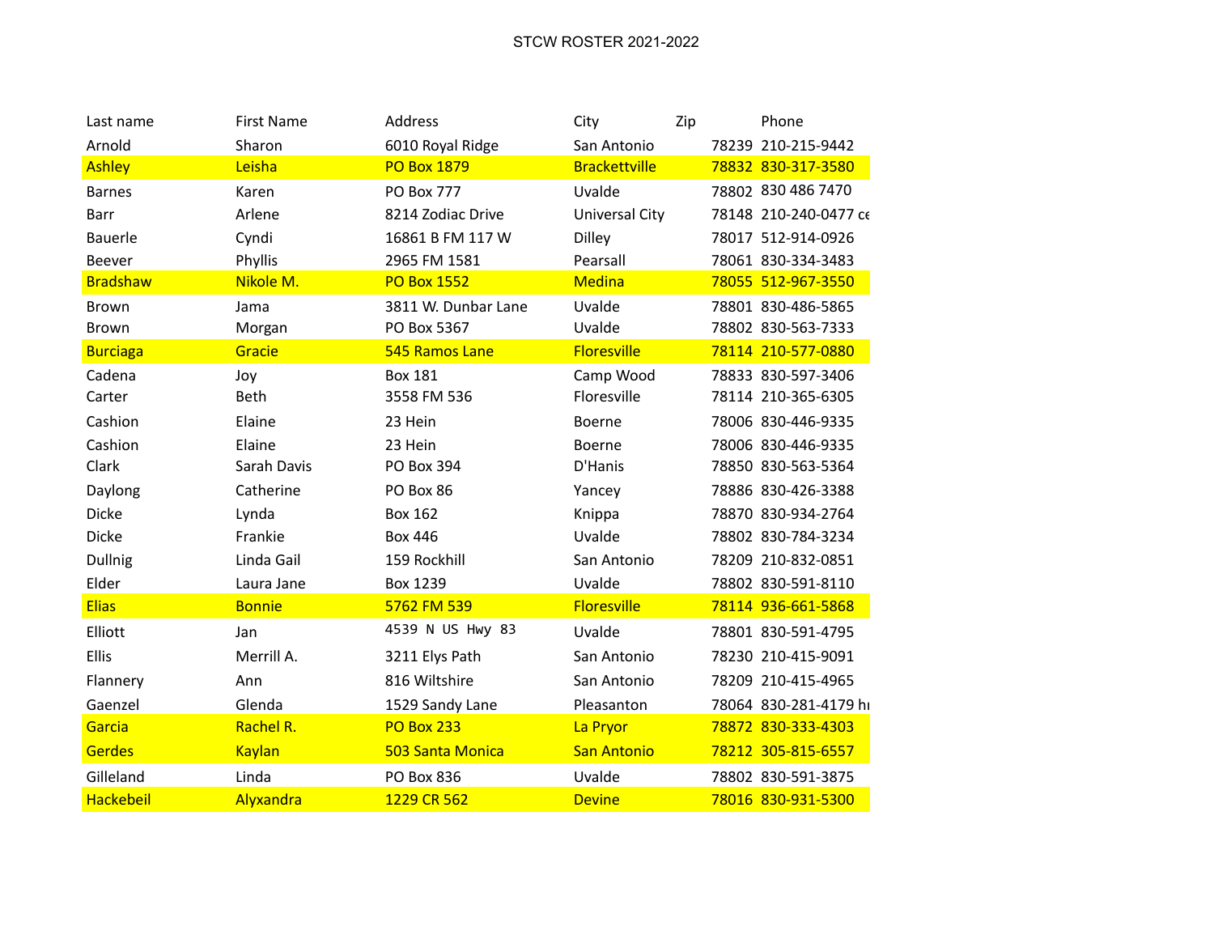# STCW ROSTER 2021-2022

| Last name | First Name | Address | City | Zip | Phone |
|---|---|---|---|---|---|
| Arnold | Sharon | 6010 Royal Ridge | San Antonio | 78239 | 210-215-9442 |
| Ashley | Leisha | PO Box 1879 | Brackettville | 78832 | 830-317-3580 |
| Barnes | Karen | PO Box 777 | Uvalde | 78802 | 830 486 7470 |
| Barr | Arlene | 8214 Zodiac Drive | Universal City | 78148 | 210-240-0477 ce |
| Bauerle | Cyndi | 16861 B FM 117 W | Dilley | 78017 | 512-914-0926 |
| Beever | Phyllis | 2965 FM 1581 | Pearsall | 78061 | 830-334-3483 |
| Bradshaw | Nikole M. | PO Box 1552 | Medina | 78055 | 512-967-3550 |
| Brown | Jama | 3811 W. Dunbar Lane | Uvalde | 78801 | 830-486-5865 |
| Brown | Morgan | PO Box 5367 | Uvalde | 78802 | 830-563-7333 |
| Burciaga | Gracie | 545 Ramos Lane | Floresville | 78114 | 210-577-0880 |
| Cadena | Joy | Box 181 | Camp Wood | 78833 | 830-597-3406 |
| Carter | Beth | 3558 FM 536 | Floresville | 78114 | 210-365-6305 |
| Cashion | Elaine | 23 Hein | Boerne | 78006 | 830-446-9335 |
| Cashion | Elaine | 23 Hein | Boerne | 78006 | 830-446-9335 |
| Clark | Sarah Davis | PO Box 394 | D'Hanis | 78850 | 830-563-5364 |
| Daylong | Catherine | PO Box 86 | Yancey | 78886 | 830-426-3388 |
| Dicke | Lynda | Box 162 | Knippa | 78870 | 830-934-2764 |
| Dicke | Frankie | Box 446 | Uvalde | 78802 | 830-784-3234 |
| Dullnig | Linda Gail | 159 Rockhill | San Antonio | 78209 | 210-832-0851 |
| Elder | Laura Jane | Box 1239 | Uvalde | 78802 | 830-591-8110 |
| Elias | Bonnie | 5762 FM 539 | Floresville | 78114 | 936-661-5868 |
| Elliott | Jan | 4539 N US Hwy 83 | Uvalde | 78801 | 830-591-4795 |
| Ellis | Merrill A. | 3211 Elys Path | San Antonio | 78230 | 210-415-9091 |
| Flannery | Ann | 816 Wiltshire | San Antonio | 78209 | 210-415-4965 |
| Gaenzel | Glenda | 1529 Sandy Lane | Pleasanton | 78064 | 830-281-4179 hı |
| Garcia | Rachel R. | PO Box 233 | La Pryor | 78872 | 830-333-4303 |
| Gerdes | Kaylan | 503 Santa Monica | San Antonio | 78212 | 305-815-6557 |
| Gilleland | Linda | PO Box 836 | Uvalde | 78802 | 830-591-3875 |
| Hackebeil | Alyxandra | 1229 CR 562 | Devine | 78016 | 830-931-5300 |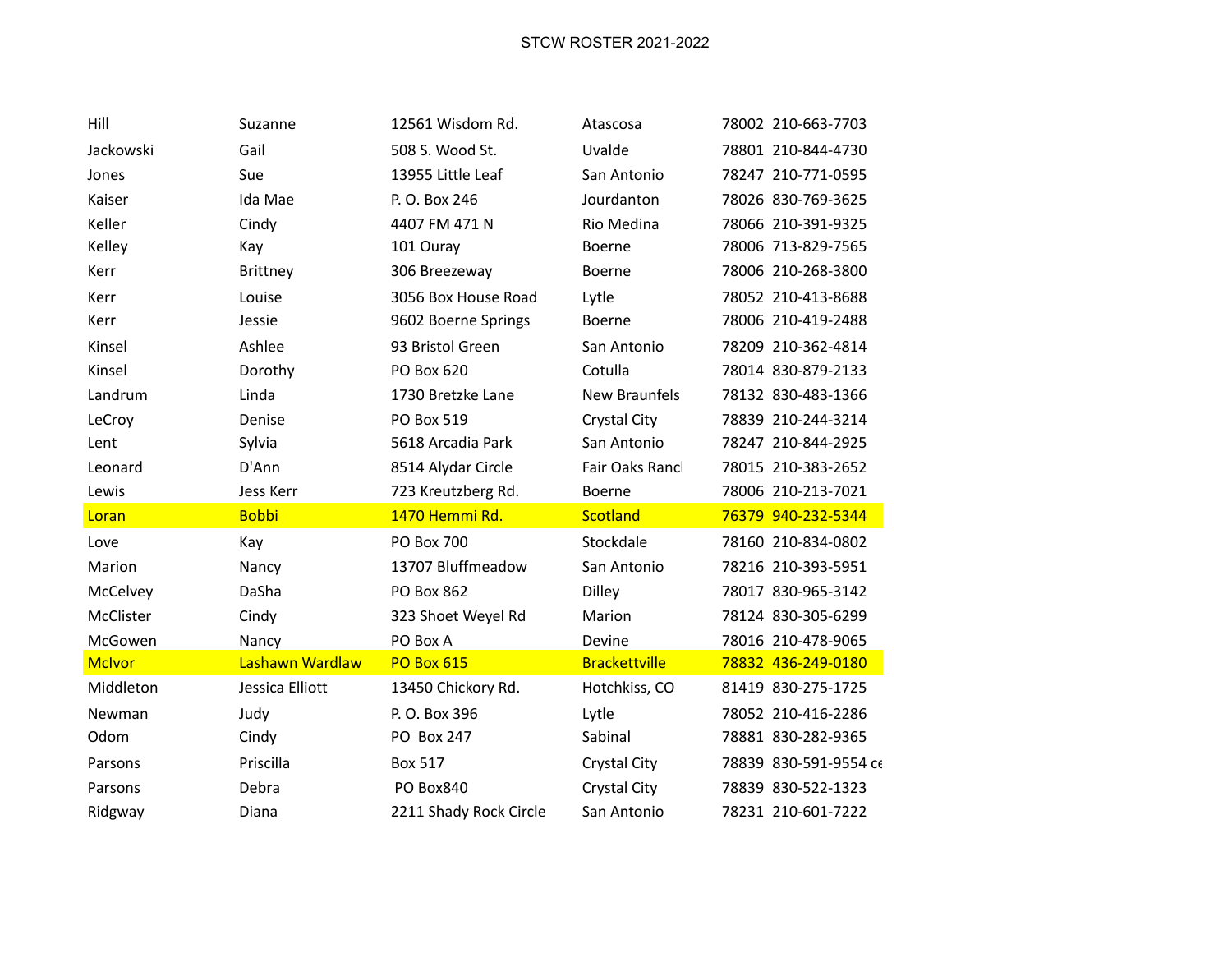STCW ROSTER 2021-2022

| | | | | | |
|---|---|---|---|---|---|
| Hill | Suzanne | 12561 Wisdom Rd. | Atascosa | 78002 | 210-663-7703 |
| Jackowski | Gail | 508 S. Wood St. | Uvalde | 78801 | 210-844-4730 |
| Jones | Sue | 13955 Little Leaf | San Antonio | 78247 | 210-771-0595 |
| Kaiser | Ida Mae | P. O. Box 246 | Jourdanton | 78026 | 830-769-3625 |
| Keller | Cindy | 4407 FM 471 N | Rio Medina | 78066 | 210-391-9325 |
| Kelley | Kay | 101 Ouray | Boerne | 78006 | 713-829-7565 |
| Kerr | Brittney | 306 Breezeway | Boerne | 78006 | 210-268-3800 |
| Kerr | Louise | 3056 Box House Road | Lytle | 78052 | 210-413-8688 |
| Kerr | Jessie | 9602 Boerne Springs | Boerne | 78006 | 210-419-2488 |
| Kinsel | Ashlee | 93 Bristol Green | San Antonio | 78209 | 210-362-4814 |
| Kinsel | Dorothy | PO Box 620 | Cotulla | 78014 | 830-879-2133 |
| Landrum | Linda | 1730 Bretzke Lane | New Braunfels | 78132 | 830-483-1366 |
| LeCroy | Denise | PO Box 519 | Crystal City | 78839 | 210-244-3214 |
| Lent | Sylvia | 5618 Arcadia Park | San Antonio | 78247 | 210-844-2925 |
| Leonard | D'Ann | 8514 Alydar Circle | Fair Oaks Ranc | 78015 | 210-383-2652 |
| Lewis | Jess Kerr | 723 Kreutzberg Rd. | Boerne | 78006 | 210-213-7021 |
| Loran | Bobbi | 1470 Hemmi Rd. | Scotland | 76379 | 940-232-5344 |
| Love | Kay | PO Box 700 | Stockdale | 78160 | 210-834-0802 |
| Marion | Nancy | 13707 Bluffmeadow | San Antonio | 78216 | 210-393-5951 |
| McCelvey | DaSha | PO Box 862 | Dilley | 78017 | 830-965-3142 |
| McClister | Cindy | 323 Shoet Weyel Rd | Marion | 78124 | 830-305-6299 |
| McGowen | Nancy | PO Box A | Devine | 78016 | 210-478-9065 |
| McIvor | Lashawn Wardlaw | PO Box 615 | Brackettville | 78832 | 436-249-0180 |
| Middleton | Jessica Elliott | 13450 Chickory Rd. | Hotchkiss, CO | 81419 | 830-275-1725 |
| Newman | Judy | P. O. Box 396 | Lytle | 78052 | 210-416-2286 |
| Odom | Cindy | PO Box 247 | Sabinal | 78881 | 830-282-9365 |
| Parsons | Priscilla | Box 517 | Crystal City | 78839 | 830-591-9554 ce |
| Parsons | Debra | PO Box840 | Crystal City | 78839 | 830-522-1323 |
| Ridgway | Diana | 2211 Shady Rock Circle | San Antonio | 78231 | 210-601-7222 |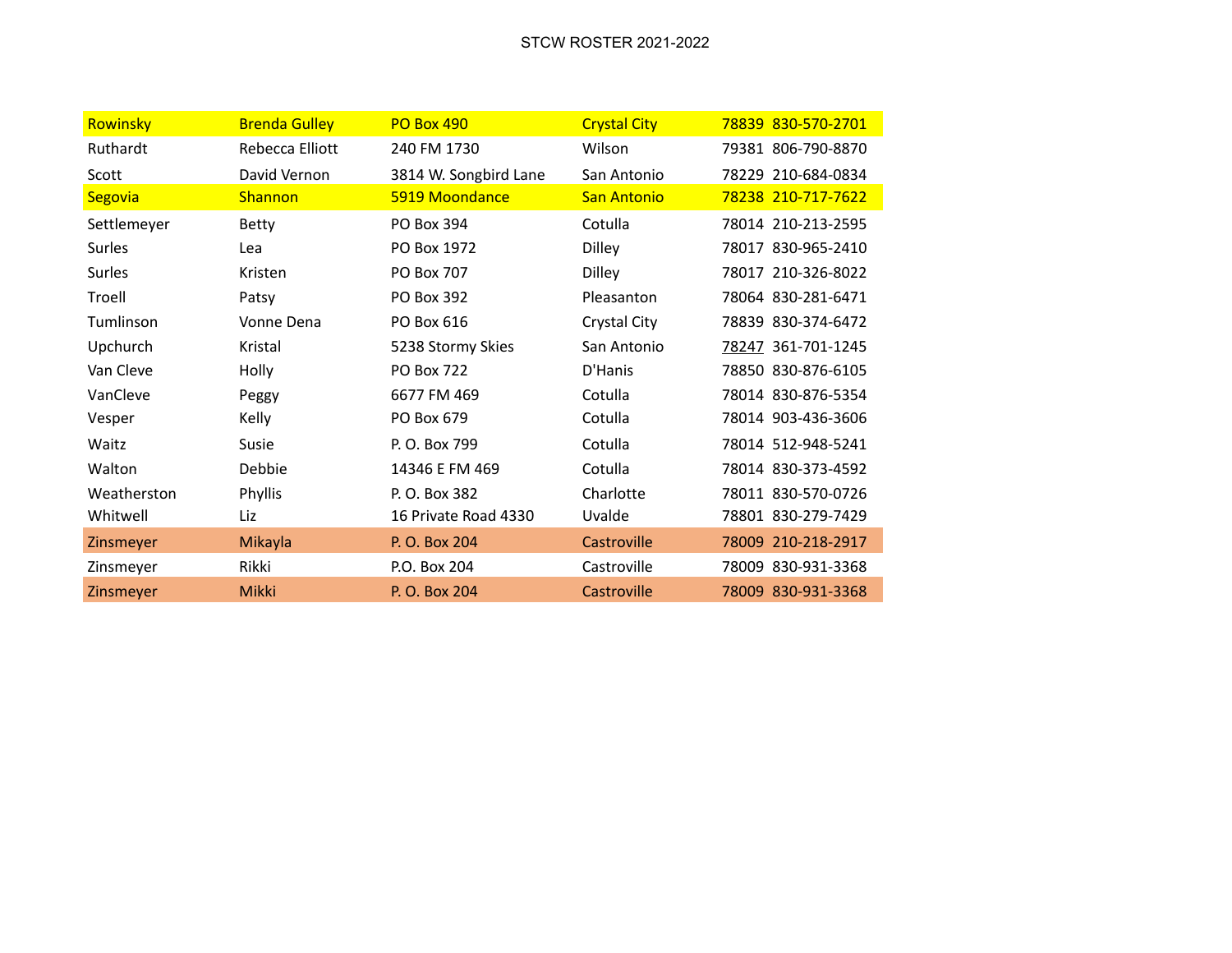STCW ROSTER 2021-2022

| | | | | | |
|---|---|---|---|---|---|
| Rowinsky | Brenda Gulley | PO Box 490 | Crystal City | 78839 | 830-570-2701 |
| Ruthardt | Rebecca Elliott | 240 FM 1730 | Wilson | 79381 | 806-790-8870 |
| Scott | David Vernon | 3814 W. Songbird Lane | San Antonio | 78229 | 210-684-0834 |
| Segovia | Shannon | 5919 Moondance | San Antonio | 78238 | 210-717-7622 |
| Settlemeyer | Betty | PO Box 394 | Cotulla | 78014 | 210-213-2595 |
| Surles | Lea | PO Box 1972 | Dilley | 78017 | 830-965-2410 |
| Surles | Kristen | PO Box 707 | Dilley | 78017 | 210-326-8022 |
| Troell | Patsy | PO Box 392 | Pleasanton | 78064 | 830-281-6471 |
| Tumlinson | Vonne Dena | PO Box 616 | Crystal City | 78839 | 830-374-6472 |
| Upchurch | Kristal | 5238 Stormy Skies | San Antonio | 78247 | 361-701-1245 |
| Van Cleve | Holly | PO Box 722 | D'Hanis | 78850 | 830-876-6105 |
| VanCleve | Peggy | 6677 FM 469 | Cotulla | 78014 | 830-876-5354 |
| Vesper | Kelly | PO Box 679 | Cotulla | 78014 | 903-436-3606 |
| Waitz | Susie | P. O. Box 799 | Cotulla | 78014 | 512-948-5241 |
| Walton | Debbie | 14346 E FM 469 | Cotulla | 78014 | 830-373-4592 |
| Weatherston | Phyllis | P. O. Box 382 | Charlotte | 78011 | 830-570-0726 |
| Whitwell | Liz | 16 Private Road 4330 | Uvalde | 78801 | 830-279-7429 |
| Zinsmeyer | Mikayla | P. O. Box 204 | Castroville | 78009 | 210-218-2917 |
| Zinsmeyer | Rikki | P.O. Box 204 | Castroville | 78009 | 830-931-3368 |
| Zinsmeyer | Mikki | P. O. Box 204 | Castroville | 78009 | 830-931-3368 |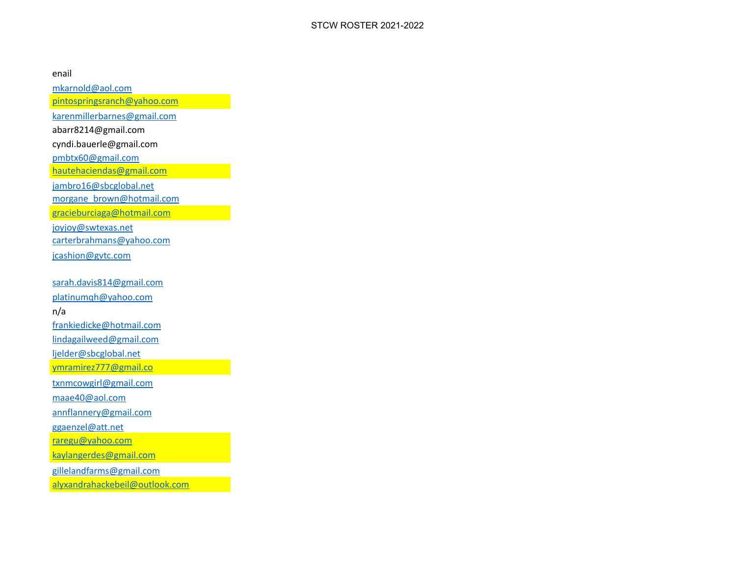STCW ROSTER 2021-2022

enail
mkarnold@aol.com
pintospringsranch@yahoo.com
karenmillerbarnes@gmail.com
abarr8214@gmail.com
cyndi.bauerle@gmail.com
pmbtx60@gmail.com
hautehaciendas@gmail.com
jambro16@sbcglobal.net
morgane_brown@hotmail.com
gracieburciaga@hotmail.com
joyjoy@swtexas.net
carterbrahmans@yahoo.com
jcashion@gvtc.com

sarah.davis814@gmail.com
platinumqh@yahoo.com
n/a
frankiedicke@hotmail.com
lindagailweed@gmail.com
ljelder@sbcglobal.net
ymramirez777@gmail.co
txnmcowgirl@gmail.com
maae40@aol.com
annflannery@gmail.com
ggaenzel@att.net
raregu@yahoo.com
kaylangerdes@gmail.com
gillelandfarms@gmail.com
alyxandrahackebeil@outlook.com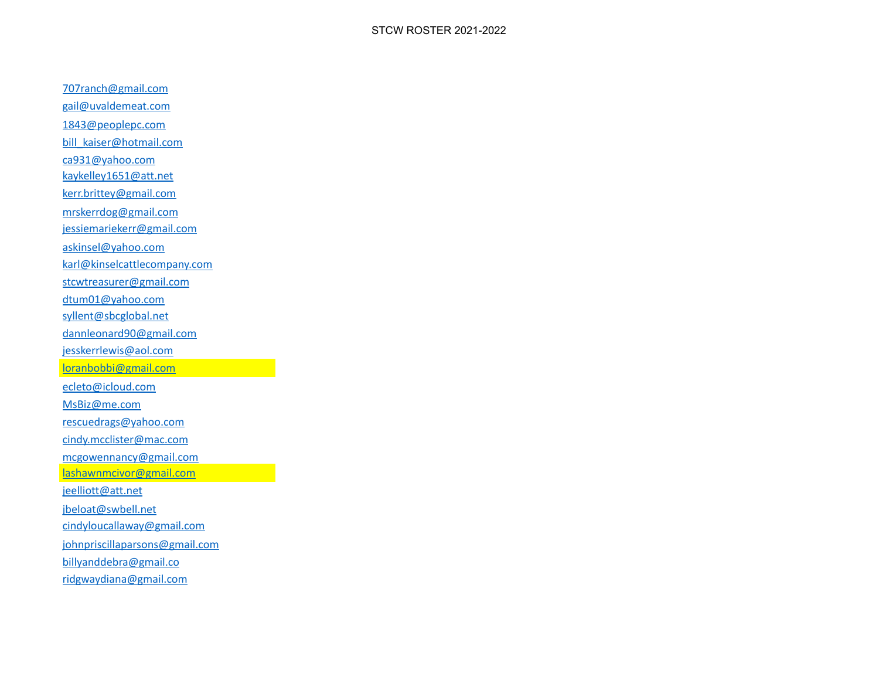# STCW ROSTER 2021-2022

707ranch@gmail.com
gail@uvaldemeat.com
1843@peoplepc.com
bill_kaiser@hotmail.com
ca931@yahoo.com
kaykelley1651@att.net
kerr.brittey@gmail.com
mrskerrdog@gmail.com
jessiemariekerr@gmail.com
askinsel@yahoo.com
karl@kinselcattlecompany.com
stcwtreasurer@gmail.com
dtum01@yahoo.com
syllent@sbcglobal.net
dannleonard90@gmail.com
jesskerrlewis@aol.com
loranbobbi@gmail.com
ecleto@icloud.com
MsBiz@me.com
rescuedrags@yahoo.com
cindy.mcclister@mac.com
mcgowennancy@gmail.com
lashawnmcivor@gmail.com
jeelliott@att.net
jbeloat@swbell.net
cindyloucallaway@gmail.com
johnpriscillaparsons@gmail.com
billyanddebra@gmail.co
ridgwaydiana@gmail.com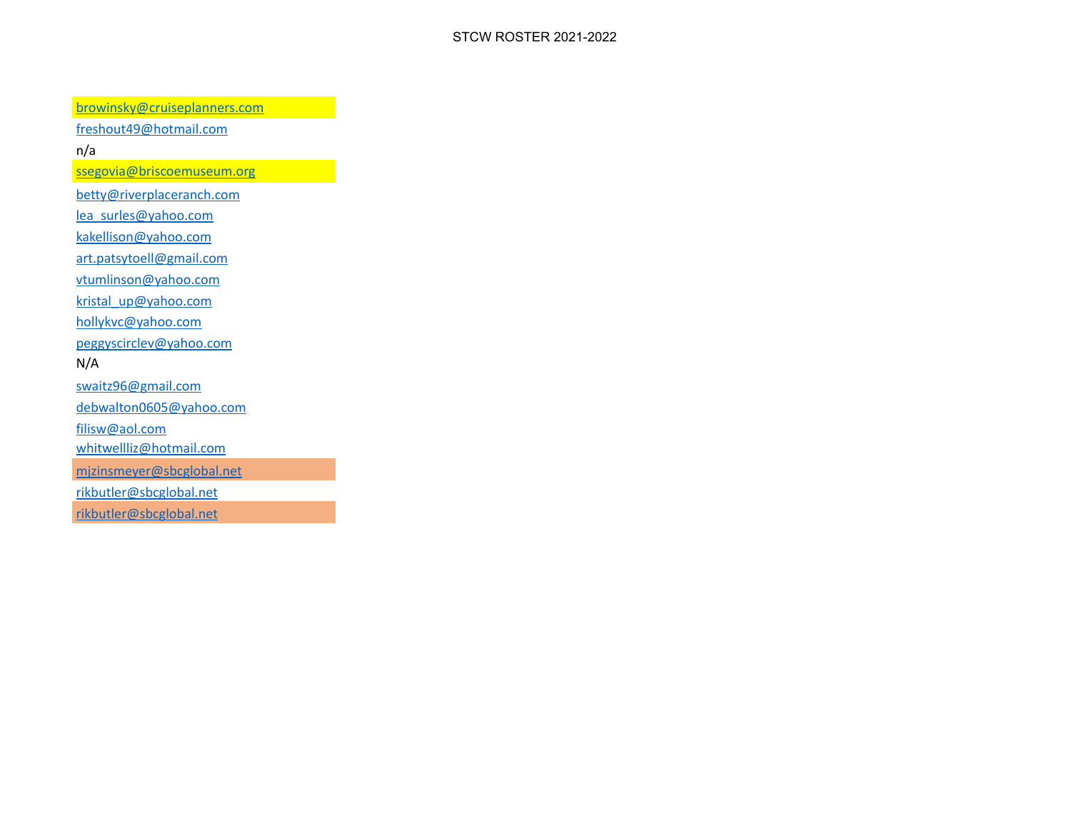STCW ROSTER 2021-2022

browinsky@cruiseplanners.com
freshout49@hotmail.com
n/a
ssegovia@briscoemuseum.org
betty@riverplaceranch.com
lea_surles@yahoo.com
kakellison@yahoo.com
art.patsytoell@gmail.com
vtumlinson@yahoo.com
kristal_up@yahoo.com
hollykvc@yahoo.com
peggyscirclev@yahoo.com
N/A
swaitz96@gmail.com
debwalton0605@yahoo.com
filisw@aol.com
whitwellliz@hotmail.com
mjzinsmeyer@sbcglobal.net
rikbutler@sbcglobal.net
rikbutler@sbcglobal.net